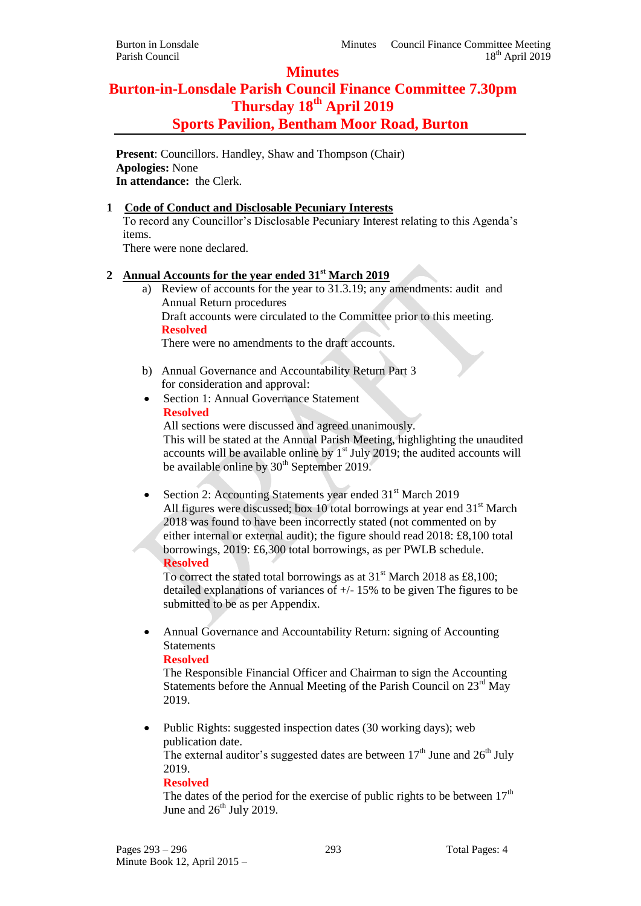# Minutes

# Burton-in-Lonsdale Parish Council Finance Committee 7.30pm Thursday 18th April 2019 Sports Pavilion, Bentham Moor Road, Burton

**Present**: Councillors. Handley, Shaw and Thompson (Chair)
**Apologies:** None
**In attendance:** the Clerk.

## 1 Code of Conduct and Disclosable Pecuniary Interests

To record any Councillor's Disclosable Pecuniary Interest relating to this Agenda's items.
There were none declared.

## 2 Annual Accounts for the year ended 31st March 2019

a) Review of accounts for the year to 31.3.19; any amendments: audit and Annual Return procedures
Draft accounts were circulated to the Committee prior to this meeting.
**Resolved**
There were no amendments to the draft accounts.

b) Annual Governance and Accountability Return Part 3 for consideration and approval:

- Section 1: Annual Governance Statement
  **Resolved**
  All sections were discussed and agreed unanimously.
  This will be stated at the Annual Parish Meeting, highlighting the unaudited accounts will be available online by 1st July 2019; the audited accounts will be available online by 30th September 2019.

- Section 2: Accounting Statements year ended 31st March 2019
  All figures were discussed; box 10 total borrowings at year end 31st March 2018 was found to have been incorrectly stated (not commented on by either internal or external audit); the figure should read 2018: £8,100 total borrowings, 2019: £6,300 total borrowings, as per PWLB schedule.
  **Resolved**
  To correct the stated total borrowings as at 31st March 2018 as £8,100; detailed explanations of variances of +/- 15% to be given The figures to be submitted to be as per Appendix.

- Annual Governance and Accountability Return: signing of Accounting Statements
  **Resolved**
  The Responsible Financial Officer and Chairman to sign the Accounting Statements before the Annual Meeting of the Parish Council on 23rd May 2019.

- Public Rights: suggested inspection dates (30 working days); web publication date.
  The external auditor's suggested dates are between 17th June and 26th July 2019.
  **Resolved**
  The dates of the period for the exercise of public rights to be between 17th June and 26th July 2019.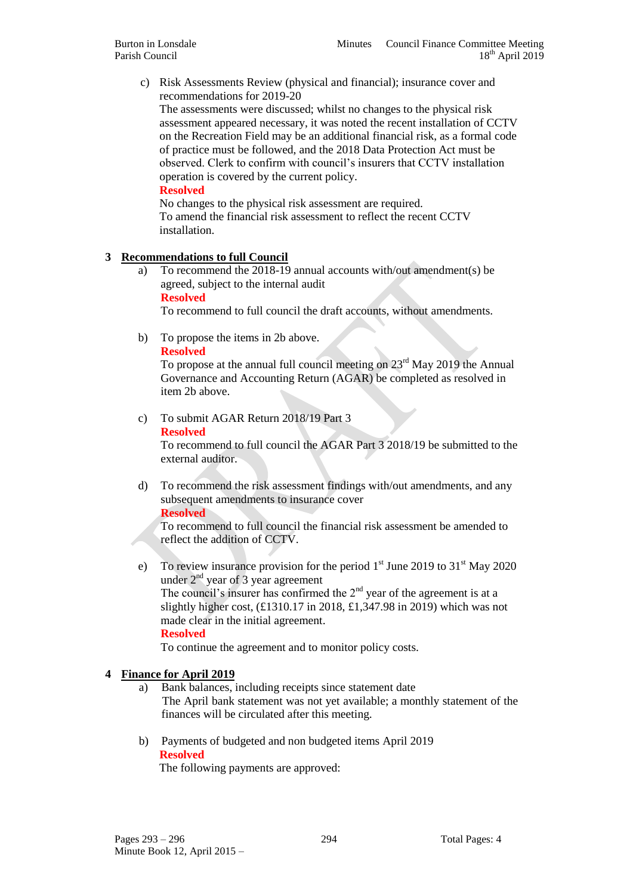c) Risk Assessments Review (physical and financial); insurance cover and recommendations for 2019-20
The assessments were discussed; whilst no changes to the physical risk assessment appeared necessary, it was noted the recent installation of CCTV on the Recreation Field may be an additional financial risk, as a formal code of practice must be followed, and the 2018 Data Protection Act must be observed. Clerk to confirm with council's insurers that CCTV installation operation is covered by the current policy.
**Resolved**
No changes to the physical risk assessment are required.
To amend the financial risk assessment to reflect the recent CCTV installation.

## 3 Recommendations to full Council

a) To recommend the 2018-19 annual accounts with/out amendment(s) be agreed, subject to the internal audit
**Resolved**
To recommend to full council the draft accounts, without amendments.

b) To propose the items in 2b above.
**Resolved**
To propose at the annual full council meeting on 23rd May 2019 the Annual Governance and Accounting Return (AGAR) be completed as resolved in item 2b above.

c) To submit AGAR Return 2018/19 Part 3
**Resolved**
To recommend to full council the AGAR Part 3 2018/19 be submitted to the external auditor.

d) To recommend the risk assessment findings with/out amendments, and any subsequent amendments to insurance cover
**Resolved**
To recommend to full council the financial risk assessment be amended to reflect the addition of CCTV.

e) To review insurance provision for the period 1st June 2019 to 31st May 2020 under 2nd year of 3 year agreement
The council's insurer has confirmed the 2nd year of the agreement is at a slightly higher cost, (£1310.17 in 2018, £1,347.98 in 2019) which was not made clear in the initial agreement.
**Resolved**
To continue the agreement and to monitor policy costs.

## 4 Finance for April 2019

a) Bank balances, including receipts since statement date
The April bank statement was not yet available; a monthly statement of the finances will be circulated after this meeting.

b) Payments of budgeted and non budgeted items April 2019
**Resolved**
The following payments are approved: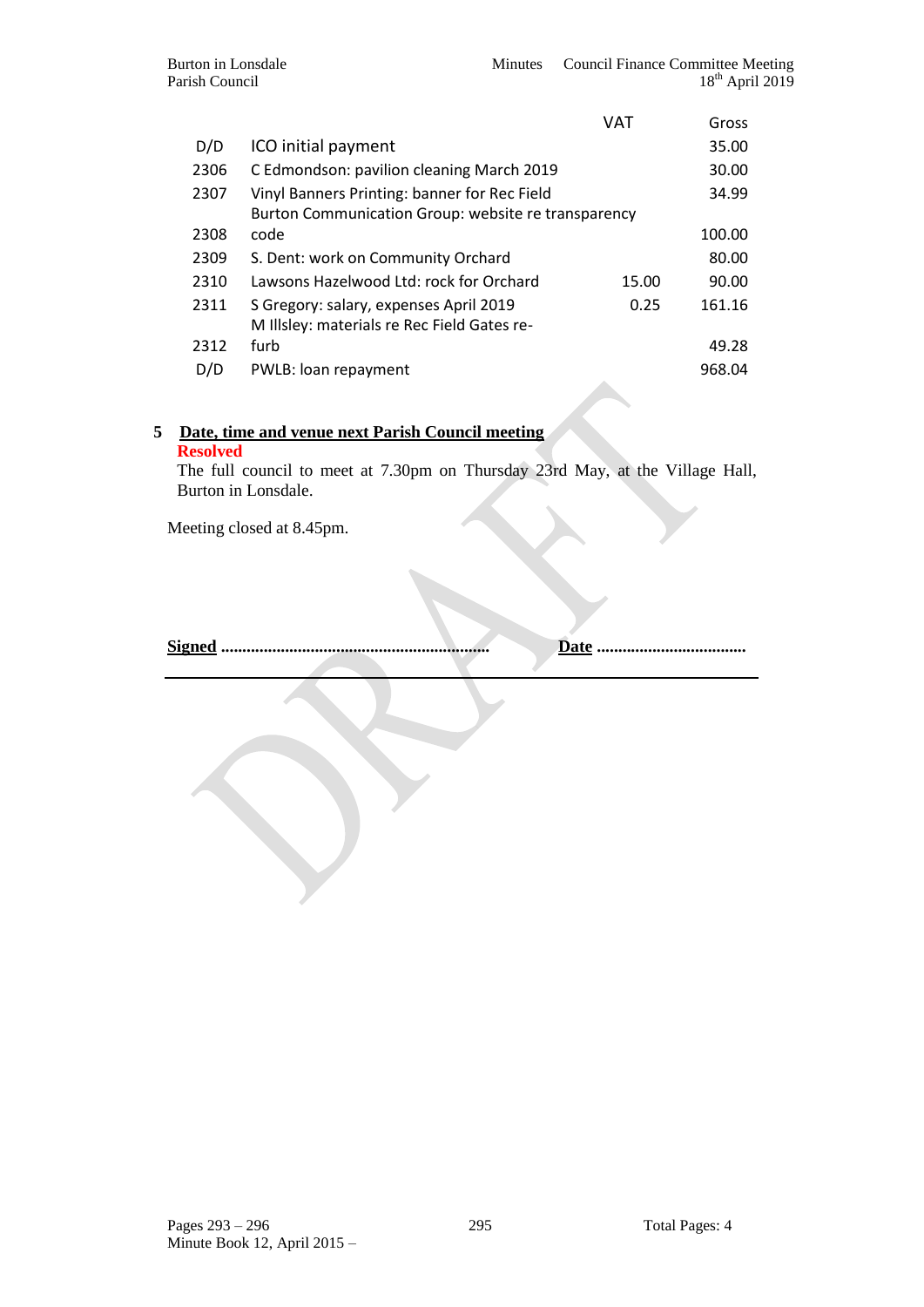| | | VAT | Gross |
|---|---|---|---|
| D/D | ICO initial payment | | 35.00 |
| 2306 | C Edmondson: pavilion cleaning March 2019 | | 30.00 |
| 2307 | Vinyl Banners Printing: banner for Rec Field | | 34.99 |
| 2308 | Burton Communication Group: website re transparency code | | 100.00 |
| 2309 | S. Dent: work on Community Orchard | | 80.00 |
| 2310 | Lawsons Hazelwood Ltd: rock for Orchard | 15.00 | 90.00 |
| 2311 | S Gregory: salary, expenses April 2019 | 0.25 | 161.16 |
| 2312 | M Illsley: materials re Rec Field Gates re-furb | | 49.28 |
| D/D | PWLB: loan repayment | | 968.04 |

## 5 Date, time and venue next Parish Council meeting

**Resolved**

The full council to meet at 7.30pm on Thursday 23rd May, at the Village Hall, Burton in Lonsdale.

Meeting closed at 8.45pm.

**Signed** ............................................................. **Date** ..................................

DRAFT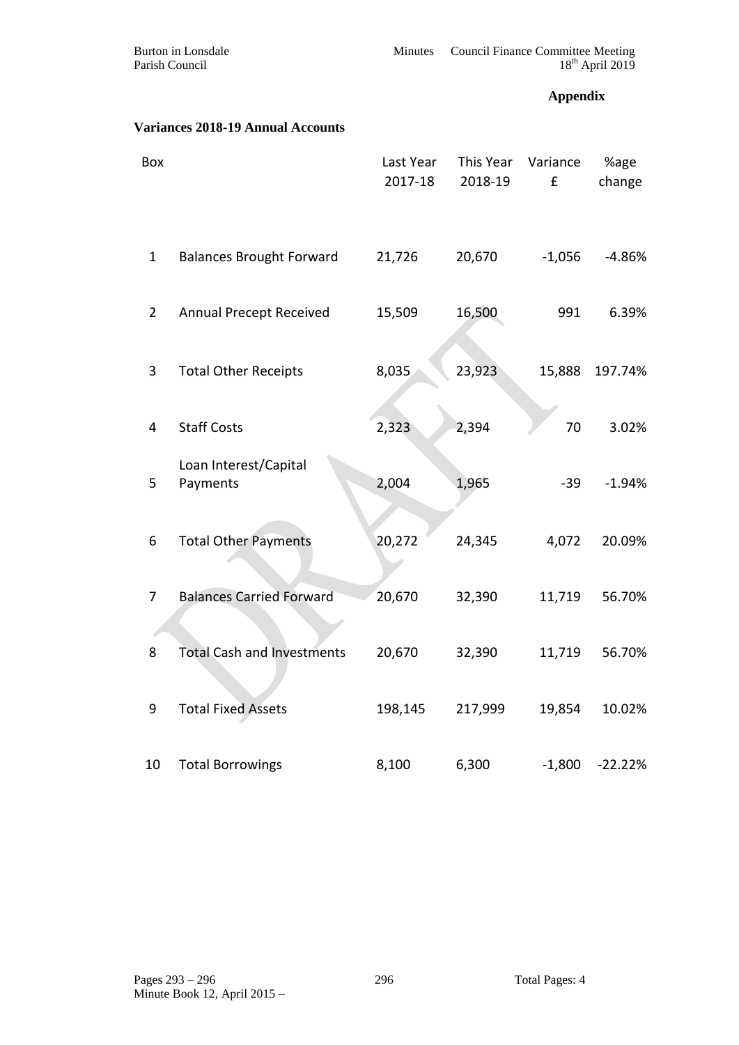**Appendix**

**Variances 2018-19 Annual Accounts**

| Box | | Last Year 2017-18 | This Year 2018-19 | Variance £ | %age change |
|---|---|---|---|---|---|
| 1 | Balances Brought Forward | 21,726 | 20,670 | -1,056 | -4.86% |
| 2 | Annual Precept Received | 15,509 | 16,500 | 991 | 6.39% |
| 3 | Total Other Receipts | 8,035 | 23,923 | 15,888 | 197.74% |
| 4 | Staff Costs | 2,323 | 2,394 | 70 | 3.02% |
| 5 | Loan Interest/Capital Payments | 2,004 | 1,965 | -39 | -1.94% |
| 6 | Total Other Payments | 20,272 | 24,345 | 4,072 | 20.09% |
| 7 | Balances Carried Forward | 20,670 | 32,390 | 11,719 | 56.70% |
| 8 | Total Cash and Investments | 20,670 | 32,390 | 11,719 | 56.70% |
| 9 | Total Fixed Assets | 198,145 | 217,999 | 19,854 | 10.02% |
| 10 | Total Borrowings | 8,100 | 6,300 | -1,800 | -22.22% |